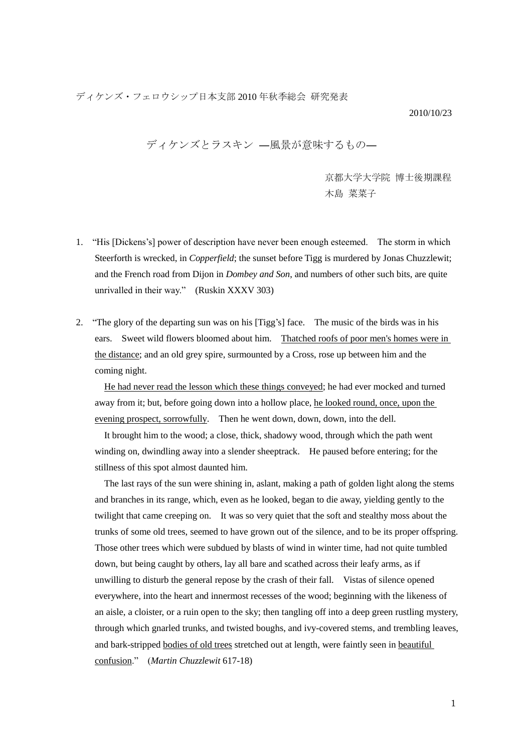ディケンズ・フェロウシップ日本支部 2010 年秋季総会 研究発表

2010/10/23

# ディケンズとラスキン —風景が意味するもの—

京都大学大学院 博士後期課程
木島 菜菜子

1. “His [Dickens’s] power of description have never been enough esteemed. The storm in which Steerforth is wrecked, in *Copperfield*; the sunset before Tigg is murdered by Jonas Chuzzlewit; and the French road from Dijon in *Dombey and Son*, and numbers of other such bits, are quite unrivalled in their way.” (Ruskin XXXV 303)

2. “The glory of the departing sun was on his [Tigg’s] face. The music of the birds was in his ears. Sweet wild flowers bloomed about him. <u>Thatched roofs of poor men's homes were in the distance</u>; and an old grey spire, surmounted by a Cross, rose up between him and the coming night.

   <u>He had never read the lesson which these things conveyed</u>; he had ever mocked and turned away from it; but, before going down into a hollow place, <u>he looked round, once, upon the evening prospect, sorrowfully</u>. Then he went down, down, down, into the dell.

   It brought him to the wood; a close, thick, shadowy wood, through which the path went winding on, dwindling away into a slender sheeptrack. He paused before entering; for the stillness of this spot almost daunted him.

   The last rays of the sun were shining in, aslant, making a path of golden light along the stems and branches in its range, which, even as he looked, began to die away, yielding gently to the twilight that came creeping on. It was so very quiet that the soft and stealthy moss about the trunks of some old trees, seemed to have grown out of the silence, and to be its proper offspring. Those other trees which were subdued by blasts of wind in winter time, had not quite tumbled down, but being caught by others, lay all bare and scathed across their leafy arms, as if unwilling to disturb the general repose by the crash of their fall. Vistas of silence opened everywhere, into the heart and innermost recesses of the wood; beginning with the likeness of an aisle, a cloister, or a ruin open to the sky; then tangling off into a deep green rustling mystery, through which gnarled trunks, and twisted boughs, and ivy-covered stems, and trembling leaves, and bark-stripped <u>bodies of old trees</u> stretched out at length, were faintly seen in <u>beautiful confusion</u>.” (*Martin Chuzzlewit* 617-18)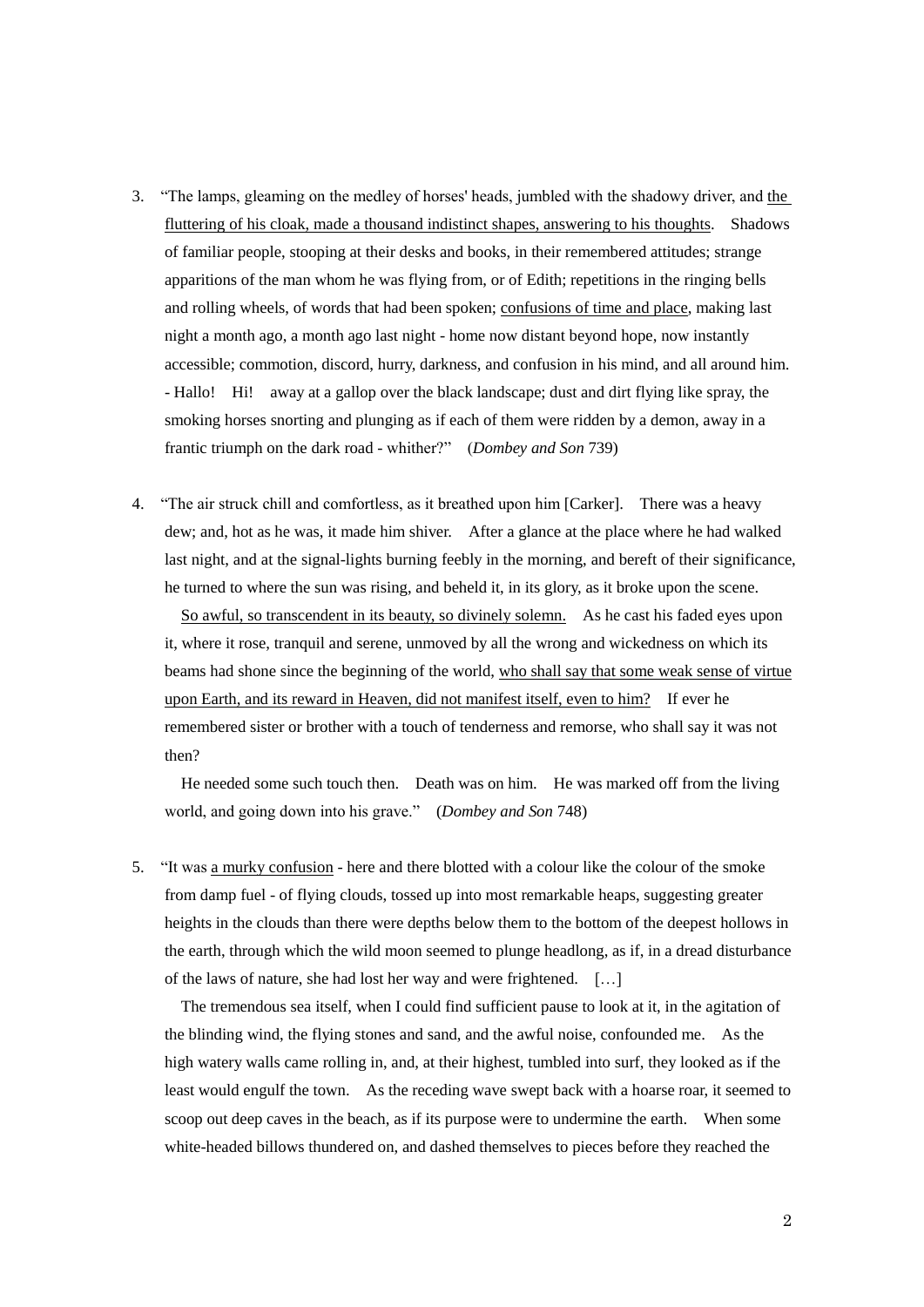3. "The lamps, gleaming on the medley of horses' heads, jumbled with the shadowy driver, and <u>the fluttering of his cloak, made a thousand indistinct shapes, answering to his thoughts</u>. Shadows of familiar people, stooping at their desks and books, in their remembered attitudes; strange apparitions of the man whom he was flying from, or of Edith; repetitions in the ringing bells and rolling wheels, of words that had been spoken; <u>confusions of time and place</u>, making last night a month ago, a month ago last night - home now distant beyond hope, now instantly accessible; commotion, discord, hurry, darkness, and confusion in his mind, and all around him. - Hallo! Hi! away at a gallop over the black landscape; dust and dirt flying like spray, the smoking horses snorting and plunging as if each of them were ridden by a demon, away in a frantic triumph on the dark road - whither?" (*Dombey and Son* 739)

4. "The air struck chill and comfortless, as it breathed upon him [Carker]. There was a heavy dew; and, hot as he was, it made him shiver. After a glance at the place where he had walked last night, and at the signal-lights burning feebly in the morning, and bereft of their significance, he turned to where the sun was rising, and beheld it, in its glory, as it broke upon the scene.

   <u>So awful, so transcendent in its beauty, so divinely solemn.</u> As he cast his faded eyes upon it, where it rose, tranquil and serene, unmoved by all the wrong and wickedness on which its beams had shone since the beginning of the world, <u>who shall say that some weak sense of virtue upon Earth, and its reward in Heaven, did not manifest itself, even to him?</u> If ever he remembered sister or brother with a touch of tenderness and remorse, who shall say it was not then?

   He needed some such touch then. Death was on him. He was marked off from the living world, and going down into his grave." (*Dombey and Son* 748)

5. "It was <u>a murky confusion</u> - here and there blotted with a colour like the colour of the smoke from damp fuel - of flying clouds, tossed up into most remarkable heaps, suggesting greater heights in the clouds than there were depths below them to the bottom of the deepest hollows in the earth, through which the wild moon seemed to plunge headlong, as if, in a dread disturbance of the laws of nature, she had lost her way and were frightened. […]

   The tremendous sea itself, when I could find sufficient pause to look at it, in the agitation of the blinding wind, the flying stones and sand, and the awful noise, confounded me. As the high watery walls came rolling in, and, at their highest, tumbled into surf, they looked as if the least would engulf the town. As the receding wave swept back with a hoarse roar, it seemed to scoop out deep caves in the beach, as if its purpose were to undermine the earth. When some white-headed billows thundered on, and dashed themselves to pieces before they reached the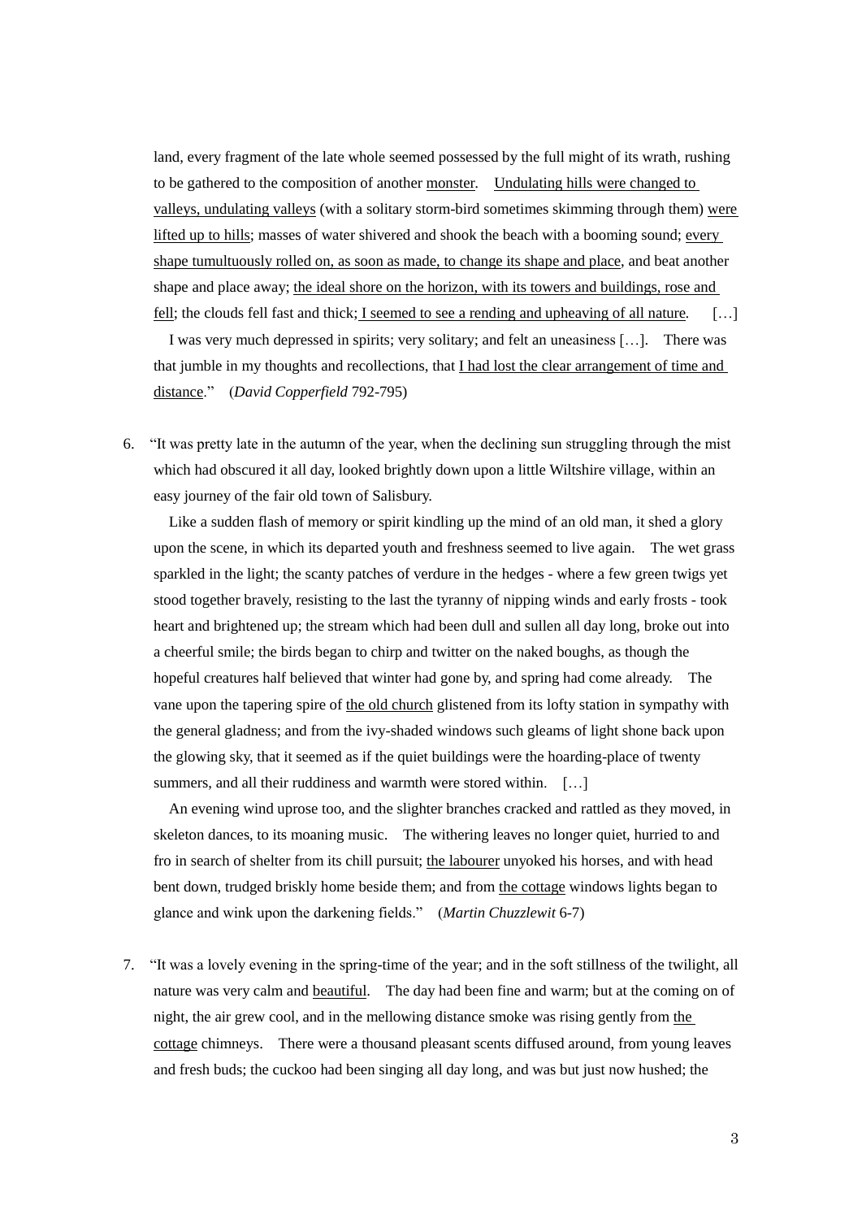land, every fragment of the late whole seemed possessed by the full might of its wrath, rushing to be gathered to the composition of another <u>monster</u>. <u>Undulating hills were changed to valleys, undulating valleys</u> (with a solitary storm-bird sometimes skimming through them) <u>were lifted up to hills</u>; masses of water shivered and shook the beach with a booming sound; <u>every shape tumultuously rolled on, as soon as made, to change its shape and place</u>, and beat another shape and place away; <u>the ideal shore on the horizon, with its towers and buildings, rose and fell</u>; the clouds fell fast and thick; <u>I seemed to see a rending and upheaving of all nature</u>. […]

I was very much depressed in spirits; very solitary; and felt an uneasiness […]. There was that jumble in my thoughts and recollections, that <u>I had lost the clear arrangement of time and distance</u>." (*David Copperfield* 792-795)

6. "It was pretty late in the autumn of the year, when the declining sun struggling through the mist which had obscured it all day, looked brightly down upon a little Wiltshire village, within an easy journey of the fair old town of Salisbury.

   Like a sudden flash of memory or spirit kindling up the mind of an old man, it shed a glory upon the scene, in which its departed youth and freshness seemed to live again. The wet grass sparkled in the light; the scanty patches of verdure in the hedges - where a few green twigs yet stood together bravely, resisting to the last the tyranny of nipping winds and early frosts - took heart and brightened up; the stream which had been dull and sullen all day long, broke out into a cheerful smile; the birds began to chirp and twitter on the naked boughs, as though the hopeful creatures half believed that winter had gone by, and spring had come already. The vane upon the tapering spire of <u>the old church</u> glistened from its lofty station in sympathy with the general gladness; and from the ivy-shaded windows such gleams of light shone back upon the glowing sky, that it seemed as if the quiet buildings were the hoarding-place of twenty summers, and all their ruddiness and warmth were stored within. […]

   An evening wind uprose too, and the slighter branches cracked and rattled as they moved, in skeleton dances, to its moaning music. The withering leaves no longer quiet, hurried to and fro in search of shelter from its chill pursuit; <u>the labourer</u> unyoked his horses, and with head bent down, trudged briskly home beside them; and from <u>the cottage</u> windows lights began to glance and wink upon the darkening fields." (*Martin Chuzzlewit* 6-7)

7. "It was a lovely evening in the spring-time of the year; and in the soft stillness of the twilight, all nature was very calm and <u>beautiful</u>. The day had been fine and warm; but at the coming on of night, the air grew cool, and in the mellowing distance smoke was rising gently from <u>the cottage</u> chimneys. There were a thousand pleasant scents diffused around, from young leaves and fresh buds; the cuckoo had been singing all day long, and was but just now hushed; the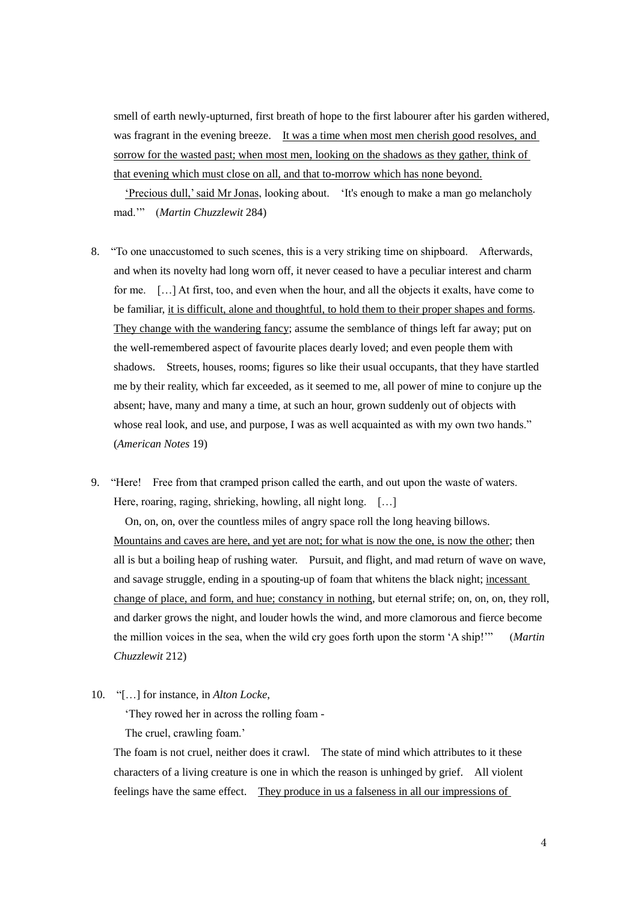smell of earth newly-upturned, first breath of hope to the first labourer after his garden withered, was fragrant in the evening breeze. <u>It was a time when most men cherish good resolves, and sorrow for the wasted past; when most men, looking on the shadows as they gather, think of that evening which must close on all, and that to-morrow which has none beyond.</u>

<u>'Precious dull,' said Mr Jonas</u>, looking about. 'It's enough to make a man go melancholy mad.'" (*Martin Chuzzlewit* 284)

8. "To one unaccustomed to such scenes, this is a very striking time on shipboard. Afterwards, and when its novelty had long worn off, it never ceased to have a peculiar interest and charm for me. […] At first, too, and even when the hour, and all the objects it exalts, have come to be familiar, <u>it is difficult, alone and thoughtful, to hold them to their proper shapes and forms</u>. <u>They change with the wandering fancy</u>; assume the semblance of things left far away; put on the well-remembered aspect of favourite places dearly loved; and even people them with shadows. Streets, houses, rooms; figures so like their usual occupants, that they have startled me by their reality, which far exceeded, as it seemed to me, all power of mine to conjure up the absent; have, many and many a time, at such an hour, grown suddenly out of objects with whose real look, and use, and purpose, I was as well acquainted as with my own two hands." (*American Notes* 19)

9. "Here! Free from that cramped prison called the earth, and out upon the waste of waters. Here, roaring, raging, shrieking, howling, all night long. […]

   On, on, on, over the countless miles of angry space roll the long heaving billows. <u>Mountains and caves are here, and yet are not; for what is now the one, is now the other</u>; then all is but a boiling heap of rushing water. Pursuit, and flight, and mad return of wave on wave, and savage struggle, ending in a spouting-up of foam that whitens the black night; <u>incessant change of place, and form, and hue; constancy in nothing</u>, but eternal strife; on, on, on, they roll, and darker grows the night, and louder howls the wind, and more clamorous and fierce become the million voices in the sea, when the wild cry goes forth upon the storm 'A ship!'" (*Martin Chuzzlewit* 212)

10. "[…] for instance, in *Alton Locke*,

    'They rowed her in across the rolling foam -
    The cruel, crawling foam.'

    The foam is not cruel, neither does it crawl. The state of mind which attributes to it these characters of a living creature is one in which the reason is unhinged by grief. All violent feelings have the same effect. <u>They produce in us a falseness in all our impressions of</u>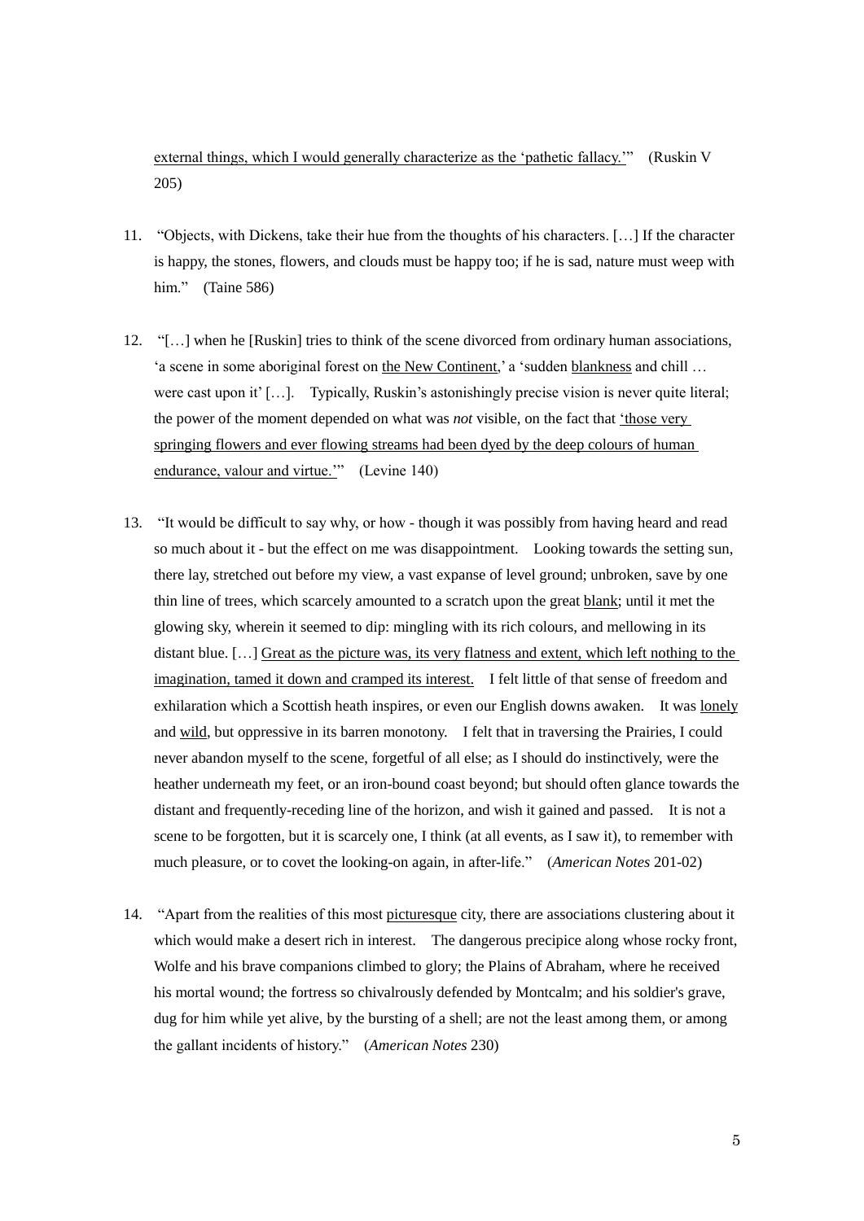<u>external things, which I would generally characterize as the 'pathetic fallacy.'</u>" (Ruskin V 205)

11. "Objects, with Dickens, take their hue from the thoughts of his characters. […] If the character is happy, the stones, flowers, and clouds must be happy too; if he is sad, nature must weep with him." (Taine 586)

12. "[…] when he [Ruskin] tries to think of the scene divorced from ordinary human associations, 'a scene in some aboriginal forest on <u>the New Continent</u>,' a 'sudden <u>blankness</u> and chill … were cast upon it' […]. Typically, Ruskin's astonishingly precise vision is never quite literal; the power of the moment depended on what was *not* visible, on the fact that <u>'those very springing flowers and ever flowing streams had been dyed by the deep colours of human endurance, valour and virtue.'</u>" (Levine 140)

13. "It would be difficult to say why, or how - though it was possibly from having heard and read so much about it - but the effect on me was disappointment. Looking towards the setting sun, there lay, stretched out before my view, a vast expanse of level ground; unbroken, save by one thin line of trees, which scarcely amounted to a scratch upon the great <u>blank</u>; until it met the glowing sky, wherein it seemed to dip: mingling with its rich colours, and mellowing in its distant blue. […] <u>Great as the picture was, its very flatness and extent, which left nothing to the imagination, tamed it down and cramped its interest.</u> I felt little of that sense of freedom and exhilaration which a Scottish heath inspires, or even our English downs awaken. It was <u>lonely</u> and <u>wild</u>, but oppressive in its barren monotony. I felt that in traversing the Prairies, I could never abandon myself to the scene, forgetful of all else; as I should do instinctively, were the heather underneath my feet, or an iron-bound coast beyond; but should often glance towards the distant and frequently-receding line of the horizon, and wish it gained and passed. It is not a scene to be forgotten, but it is scarcely one, I think (at all events, as I saw it), to remember with much pleasure, or to covet the looking-on again, in after-life." (*American Notes* 201-02)

14. "Apart from the realities of this most <u>picturesque</u> city, there are associations clustering about it which would make a desert rich in interest. The dangerous precipice along whose rocky front, Wolfe and his brave companions climbed to glory; the Plains of Abraham, where he received his mortal wound; the fortress so chivalrously defended by Montcalm; and his soldier's grave, dug for him while yet alive, by the bursting of a shell; are not the least among them, or among the gallant incidents of history." (*American Notes* 230)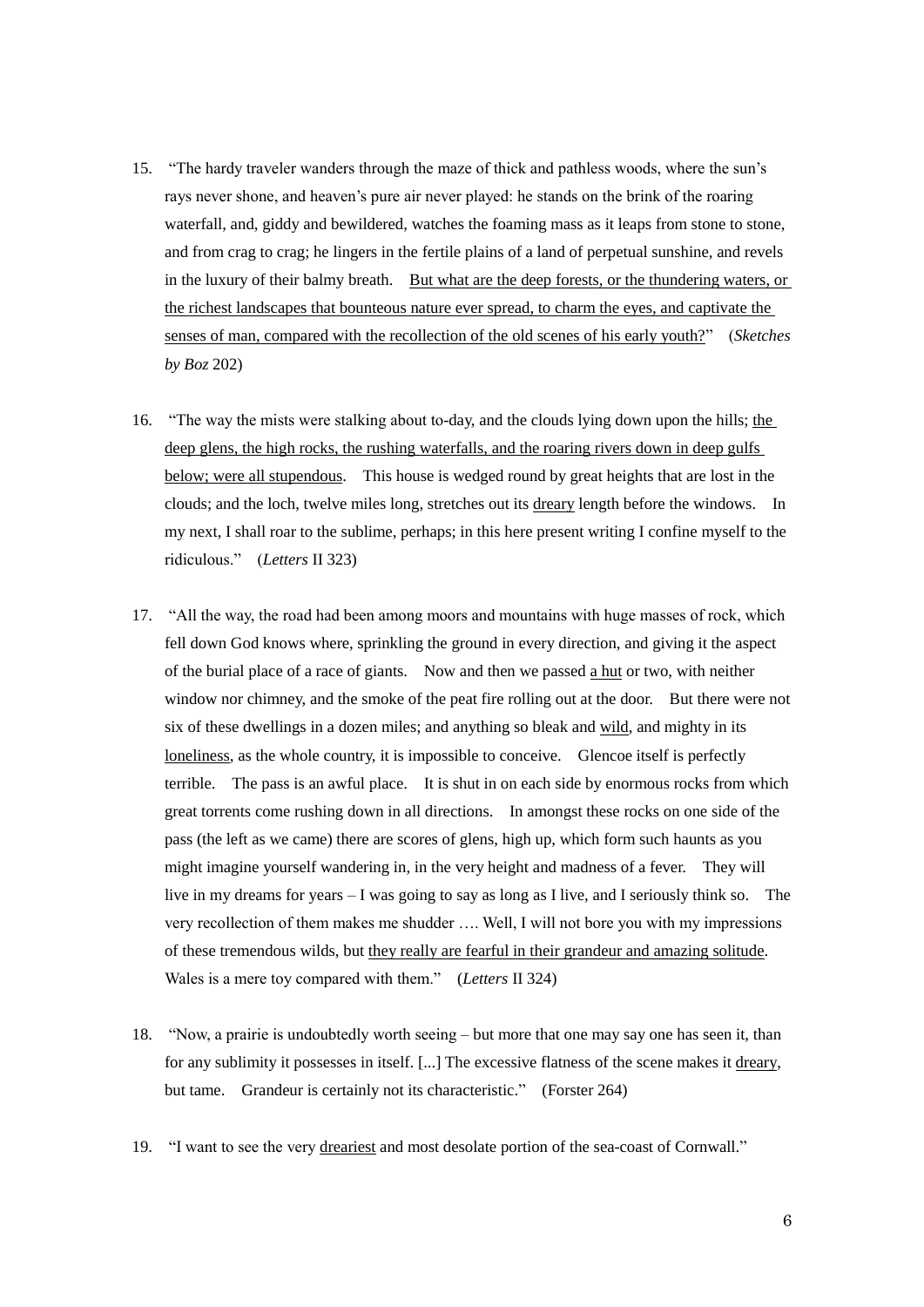15. "The hardy traveler wanders through the maze of thick and pathless woods, where the sun's rays never shone, and heaven's pure air never played: he stands on the brink of the roaring waterfall, and, giddy and bewildered, watches the foaming mass as it leaps from stone to stone, and from crag to crag; he lingers in the fertile plains of a land of perpetual sunshine, and revels in the luxury of their balmy breath. <u>But what are the deep forests, or the thundering waters, or the richest landscapes that bounteous nature ever spread, to charm the eyes, and captivate the senses of man, compared with the recollection of the old scenes of his early youth?</u>" (*Sketches by Boz* 202)

16. "The way the mists were stalking about to-day, and the clouds lying down upon the hills; <u>the deep glens, the high rocks, the rushing waterfalls, and the roaring rivers down in deep gulfs below; were all stupendous</u>. This house is wedged round by great heights that are lost in the clouds; and the loch, twelve miles long, stretches out its <u>dreary</u> length before the windows. In my next, I shall roar to the sublime, perhaps; in this here present writing I confine myself to the ridiculous." (*Letters* II 323)

17. "All the way, the road had been among moors and mountains with huge masses of rock, which fell down God knows where, sprinkling the ground in every direction, and giving it the aspect of the burial place of a race of giants. Now and then we passed <u>a hut</u> or two, with neither window nor chimney, and the smoke of the peat fire rolling out at the door. But there were not six of these dwellings in a dozen miles; and anything so bleak and <u>wild</u>, and mighty in its <u>loneliness</u>, as the whole country, it is impossible to conceive. Glencoe itself is perfectly terrible. The pass is an awful place. It is shut in on each side by enormous rocks from which great torrents come rushing down in all directions. In amongst these rocks on one side of the pass (the left as we came) there are scores of glens, high up, which form such haunts as you might imagine yourself wandering in, in the very height and madness of a fever. They will live in my dreams for years – I was going to say as long as I live, and I seriously think so. The very recollection of them makes me shudder …. Well, I will not bore you with my impressions of these tremendous wilds, but <u>they really are fearful in their grandeur and amazing solitude</u>. Wales is a mere toy compared with them." (*Letters* II 324)

18. "Now, a prairie is undoubtedly worth seeing – but more that one may say one has seen it, than for any sublimity it possesses in itself. [...] The excessive flatness of the scene makes it <u>dreary</u>, but tame. Grandeur is certainly not its characteristic." (Forster 264)

19. "I want to see the very <u>dreariest</u> and most desolate portion of the sea-coast of Cornwall."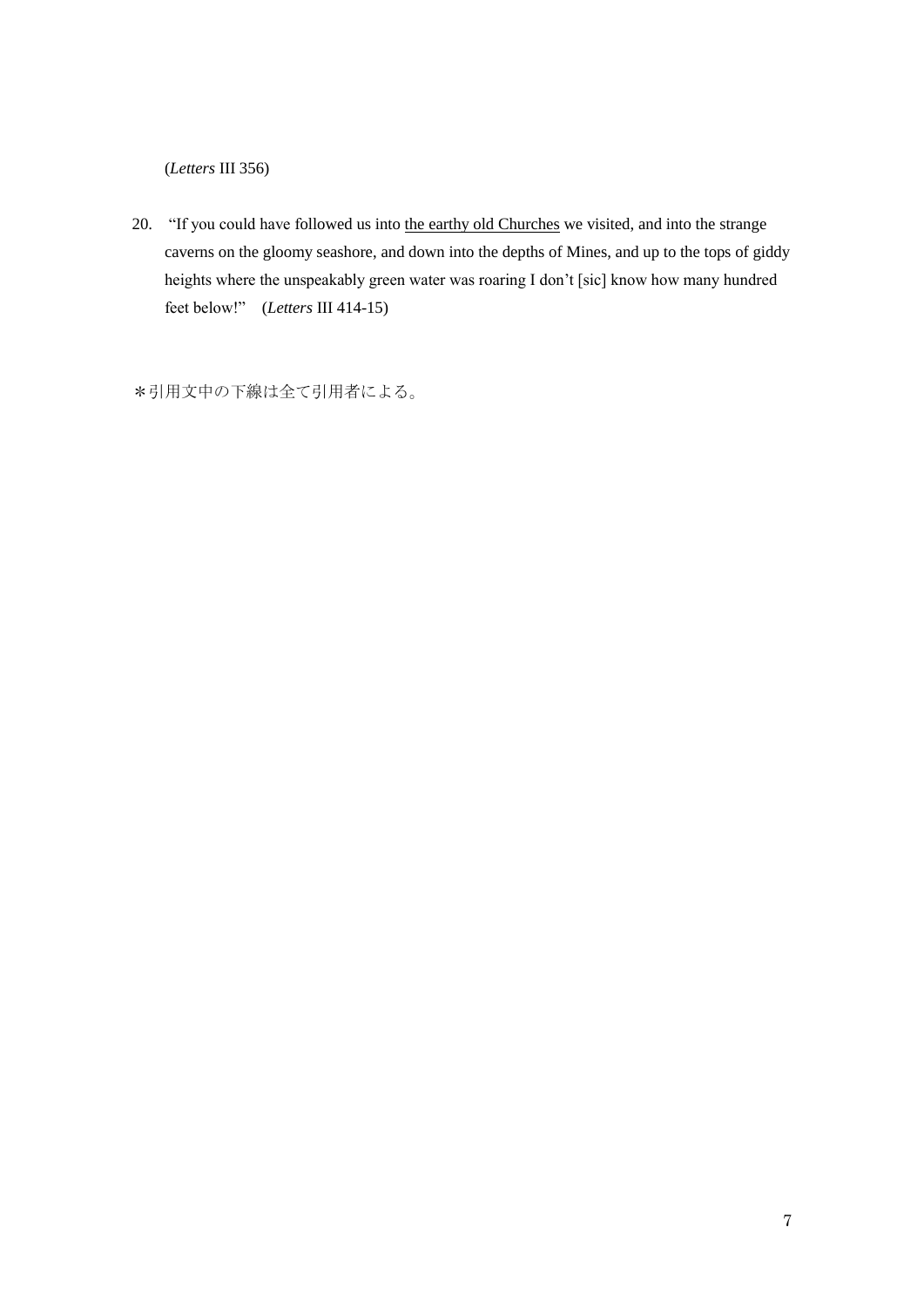(*Letters* III 356)

20. "If you could have followed us into <u>the earthy old Churches</u> we visited, and into the strange caverns on the gloomy seashore, and down into the depths of Mines, and up to the tops of giddy heights where the unspeakably green water was roaring I don't [sic] know how many hundred feet below!" (*Letters* III 414-15)

＊引用文中の下線は全て引用者による。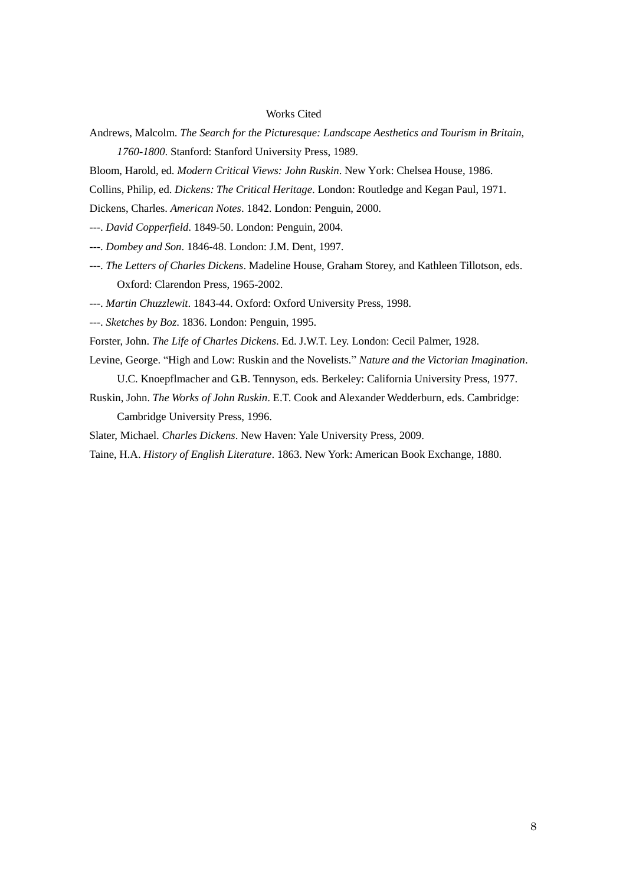# Works Cited

Andrews, Malcolm. *The Search for the Picturesque: Landscape Aesthetics and Tourism in Britain, 1760-1800*. Stanford: Stanford University Press, 1989.

Bloom, Harold, ed. *Modern Critical Views: John Ruskin*. New York: Chelsea House, 1986.

Collins, Philip, ed. *Dickens: The Critical Heritage*. London: Routledge and Kegan Paul, 1971.

Dickens, Charles. *American Notes*. 1842. London: Penguin, 2000.

---. *David Copperfield*. 1849-50. London: Penguin, 2004.

---. *Dombey and Son*. 1846-48. London: J.M. Dent, 1997.

---. *The Letters of Charles Dickens*. Madeline House, Graham Storey, and Kathleen Tillotson, eds. Oxford: Clarendon Press, 1965-2002.

---. *Martin Chuzzlewit*. 1843-44. Oxford: Oxford University Press, 1998.

---. *Sketches by Boz*. 1836. London: Penguin, 1995.

Forster, John. *The Life of Charles Dickens*. Ed. J.W.T. Ley. London: Cecil Palmer, 1928.

Levine, George. "High and Low: Ruskin and the Novelists." *Nature and the Victorian Imagination*. U.C. Knoepflmacher and G.B. Tennyson, eds. Berkeley: California University Press, 1977.

Ruskin, John. *The Works of John Ruskin*. E.T. Cook and Alexander Wedderburn, eds. Cambridge: Cambridge University Press, 1996.

Slater, Michael. *Charles Dickens*. New Haven: Yale University Press, 2009.

Taine, H.A. *History of English Literature*. 1863. New York: American Book Exchange, 1880.